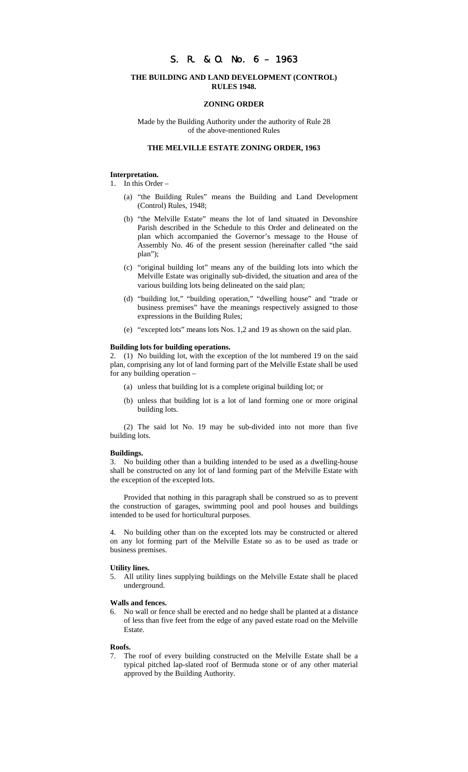# S. R. & O. No. 6 – 1963

## THE BUILDING AND LAND DEVELOPMENT (CONTROL) RULES 1948.

### ZONING ORDER

Made by the Building Authority under the authority of Rule 28 of the above-mentioned Rules

### THE MELVILLE ESTATE ZONING ORDER, 1963

**Interpretation.**

1. In this Order –

   (a) "the Building Rules" means the Building and Land Development (Control) Rules, 1948;

   (b) "the Melville Estate" means the lot of land situated in Devonshire Parish described in the Schedule to this Order and delineated on the plan which accompanied the Governor's message to the House of Assembly No. 46 of the present session (hereinafter called "the said plan");

   (c) "original building lot" means any of the building lots into which the Melville Estate was originally sub-divided, the situation and area of the various building lots being delineated on the said plan;

   (d) "building lot," "building operation," "dwelling house" and "trade or business premises" have the meanings respectively assigned to those expressions in the Building Rules;

   (e) "excepted lots" means lots Nos. 1,2 and 19 as shown on the said plan.

**Building lots for building operations.**

2. (1) No building lot, with the exception of the lot numbered 19 on the said plan, comprising any lot of land forming part of the Melville Estate shall be used for any building operation –

   (a) unless that building lot is a complete original building lot; or

   (b) unless that building lot is a lot of land forming one or more original building lots.

   (2) The said lot No. 19 may be sub-divided into not more than five building lots.

**Buildings.**

3. No building other than a building intended to be used as a dwelling-house shall be constructed on any lot of land forming part of the Melville Estate with the exception of the excepted lots.

   Provided that nothing in this paragraph shall be construed so as to prevent the construction of garages, swimming pool and pool houses and buildings intended to be used for horticultural purposes.

4. No building other than on the excepted lots may be constructed or altered on any lot forming part of the Melville Estate so as to be used as trade or business premises.

**Utility lines.**

5. All utility lines supplying buildings on the Melville Estate shall be placed underground.

**Walls and fences.**

6. No wall or fence shall be erected and no hedge shall be planted at a distance of less than five feet from the edge of any paved estate road on the Melville Estate.

**Roofs.**

7. The roof of every building constructed on the Melville Estate shall be a typical pitched lap-slated roof of Bermuda stone or of any other material approved by the Building Authority.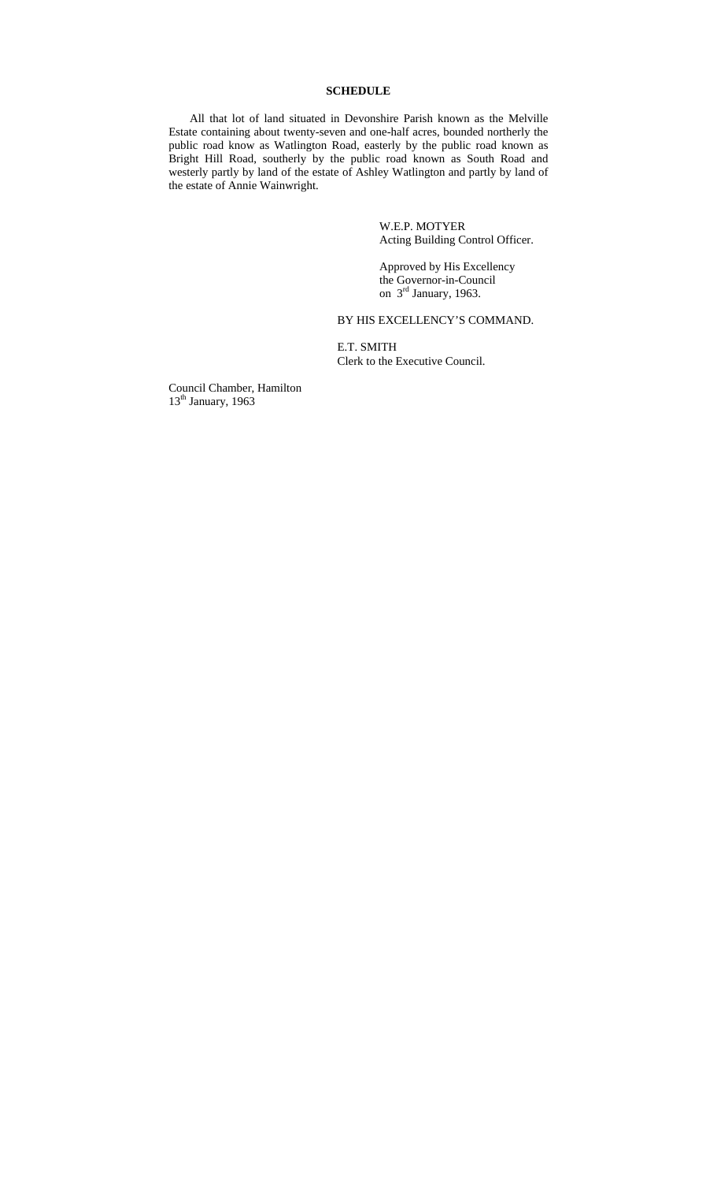**SCHEDULE**

All that lot of land situated in Devonshire Parish known as the Melville Estate containing about twenty-seven and one-half acres, bounded northerly the public road know as Watlington Road, easterly by the public road known as Bright Hill Road, southerly by the public road known as South Road and westerly partly by land of the estate of Ashley Watlington and partly by land of the estate of Annie Wainwright.

W.E.P. MOTYER
Acting Building Control Officer.

Approved by His Excellency
the Governor-in-Council
on 3rd January, 1963.

BY HIS EXCELLENCY'S COMMAND.

E.T. SMITH
Clerk to the Executive Council.

Council Chamber, Hamilton
13th January, 1963